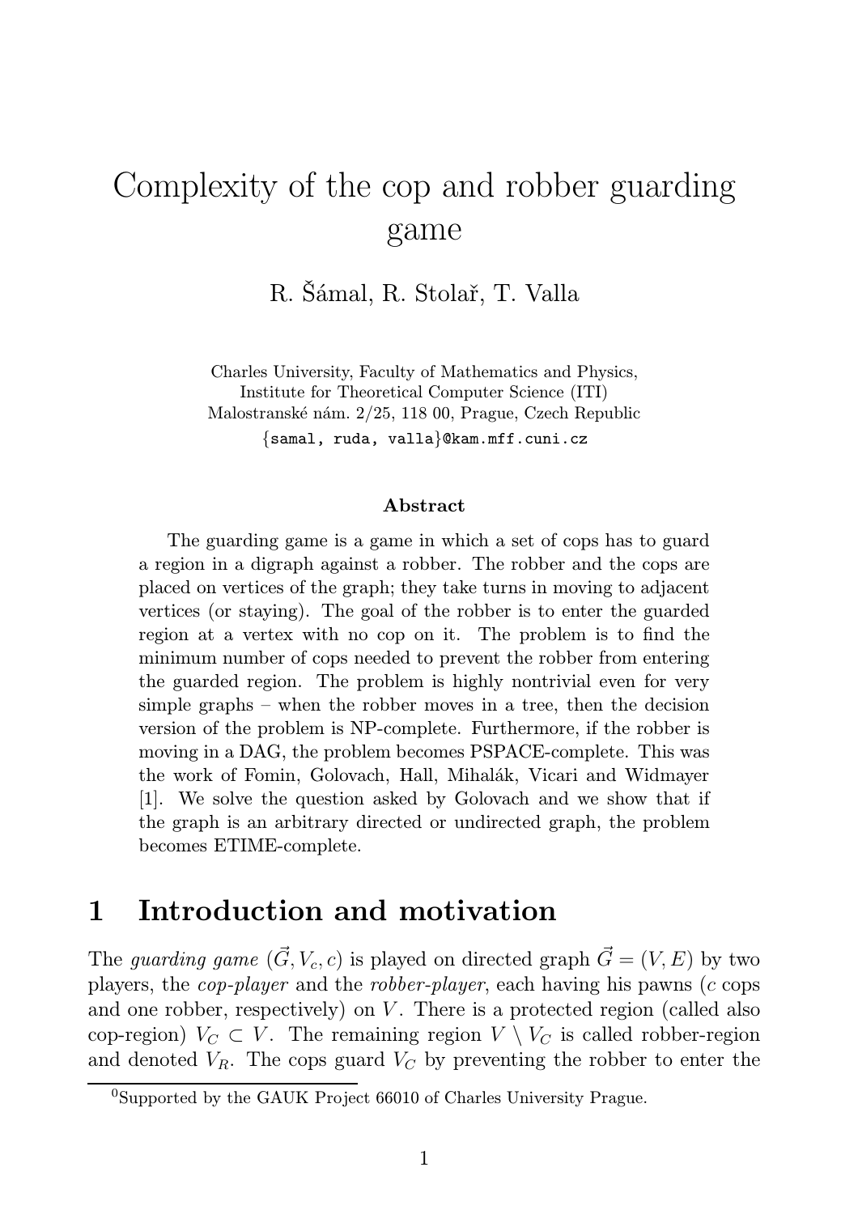# Complexity of the cop and robber guarding game

R. Šámal, R. Stolař, T. Valla

Charles University, Faculty of Mathematics and Physics,
Institute for Theoretical Computer Science (ITI)
Malostranské nám. 2/25, 118 00, Prague, Czech Republic
{samal, ruda, valla}@kam.mff.cuni.cz

### Abstract

The guarding game is a game in which a set of cops has to guard a region in a digraph against a robber. The robber and the cops are placed on vertices of the graph; they take turns in moving to adjacent vertices (or staying). The goal of the robber is to enter the guarded region at a vertex with no cop on it. The problem is to find the minimum number of cops needed to prevent the robber from entering the guarded region. The problem is highly nontrivial even for very simple graphs – when the robber moves in a tree, then the decision version of the problem is NP-complete. Furthermore, if the robber is moving in a DAG, the problem becomes PSPACE-complete. This was the work of Fomin, Golovach, Hall, Mihalák, Vicari and Widmayer [1]. We solve the question asked by Golovach and we show that if the graph is an arbitrary directed or undirected graph, the problem becomes ETIME-complete.

## 1 Introduction and motivation

The *guarding game* $(\vec{G}, V_c, c)$ is played on directed graph $\vec{G} = (V, E)$ by two players, the *cop-player* and the *robber-player*, each having his pawns ($c$ cops and one robber, respectively) on $V$. There is a protected region (called also cop-region) $V_C \subset V$. The remaining region $V \setminus V_C$ is called robber-region and denoted $V_R$. The cops guard $V_C$ by preventing the robber to enter the

[0] Supported by the GAUK Project 66010 of Charles University Prague.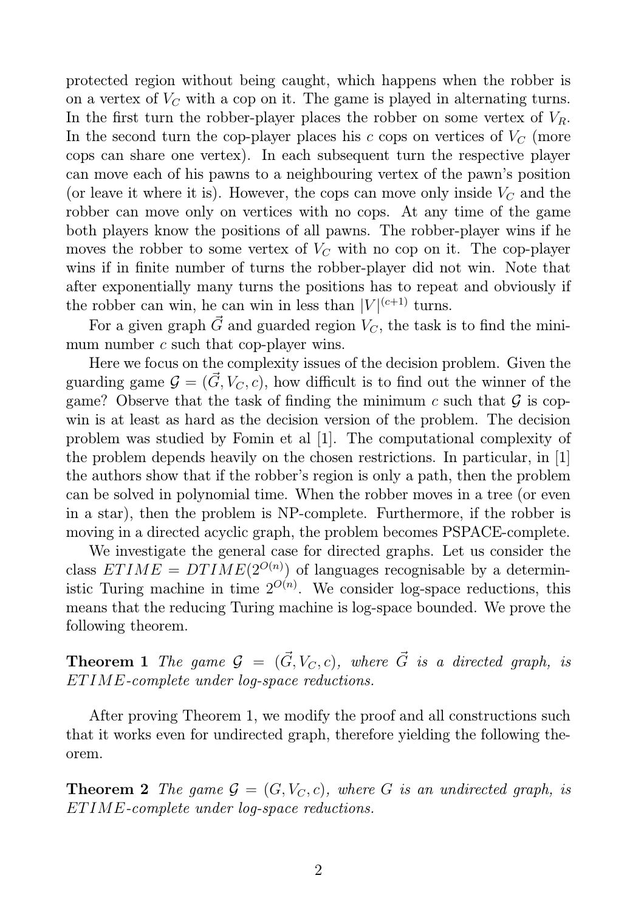protected region without being caught, which happens when the robber is on a vertex of $V_C$ with a cop on it. The game is played in alternating turns. In the first turn the robber-player places the robber on some vertex of $V_R$. In the second turn the cop-player places his $c$ cops on vertices of $V_C$ (more cops can share one vertex). In each subsequent turn the respective player can move each of his pawns to a neighbouring vertex of the pawn's position (or leave it where it is). However, the cops can move only inside $V_C$ and the robber can move only on vertices with no cops. At any time of the game both players know the positions of all pawns. The robber-player wins if he moves the robber to some vertex of $V_C$ with no cop on it. The cop-player wins if in finite number of turns the robber-player did not win. Note that after exponentially many turns the positions has to repeat and obviously if the robber can win, he can win in less than $|V|^{(c+1)}$ turns.

For a given graph $\vec{G}$ and guarded region $V_C$, the task is to find the minimum number $c$ such that cop-player wins.

Here we focus on the complexity issues of the decision problem. Given the guarding game $\mathcal{G} = (\vec{G}, V_C, c)$, how difficult is to find out the winner of the game? Observe that the task of finding the minimum $c$ such that $\mathcal{G}$ is cop-win is at least as hard as the decision version of the problem. The decision problem was studied by Fomin et al [1]. The computational complexity of the problem depends heavily on the chosen restrictions. In particular, in [1] the authors show that if the robber's region is only a path, then the problem can be solved in polynomial time. When the robber moves in a tree (or even in a star), then the problem is NP-complete. Furthermore, if the robber is moving in a directed acyclic graph, the problem becomes PSPACE-complete.

We investigate the general case for directed graphs. Let us consider the class $ETIME = DTIME(2^{O(n)})$ of languages recognisable by a deterministic Turing machine in time $2^{O(n)}$. We consider log-space reductions, this means that the reducing Turing machine is log-space bounded. We prove the following theorem.

**Theorem 1** *The game $\mathcal{G} = (\vec{G}, V_C, c)$, where $\vec{G}$ is a directed graph, is ETIME-complete under log-space reductions.*

After proving Theorem 1, we modify the proof and all constructions such that it works even for undirected graph, therefore yielding the following theorem.

**Theorem 2** *The game $\mathcal{G} = (G, V_C, c)$, where $G$ is an undirected graph, is ETIME-complete under log-space reductions.*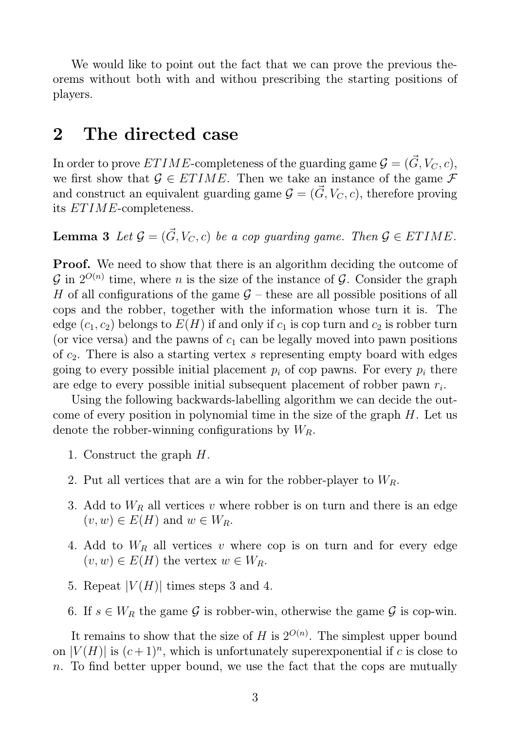We would like to point out the fact that we can prove the previous theorems without both with and withou prescribing the starting positions of players.

## 2 The directed case

In order to prove $ETIME$-completeness of the guarding game $\mathcal{G} = (\vec{G}, V_C, c)$, we first show that $\mathcal{G} \in ETIME$. Then we take an instance of the game $\mathcal{F}$ and construct an equivalent guarding game $\mathcal{G} = (\vec{G}, V_C, c)$, therefore proving its $ETIME$-completeness.

**Lemma 3** *Let $\mathcal{G} = (\vec{G}, V_C, c)$ be a cop guarding game. Then $\mathcal{G} \in ETIME$.*

**Proof.** We need to show that there is an algorithm deciding the outcome of $\mathcal{G}$ in $2^{O(n)}$ time, where $n$ is the size of the instance of $\mathcal{G}$. Consider the graph $H$ of all configurations of the game $\mathcal{G}$ – these are all possible positions of all cops and the robber, together with the information whose turn it is. The edge $(c_1, c_2)$ belongs to $E(H)$ if and only if $c_1$ is cop turn and $c_2$ is robber turn (or vice versa) and the pawns of $c_1$ can be legally moved into pawn positions of $c_2$. There is also a starting vertex $s$ representing empty board with edges going to every possible initial placement $p_i$ of cop pawns. For every $p_i$ there are edge to every possible initial subsequent placement of robber pawn $r_i$.

Using the following backwards-labelling algorithm we can decide the outcome of every position in polynomial time in the size of the graph $H$. Let us denote the robber-winning configurations by $W_R$.

1. Construct the graph $H$.
2. Put all vertices that are a win for the robber-player to $W_R$.
3. Add to $W_R$ all vertices $v$ where robber is on turn and there is an edge $(v, w) \in E(H)$ and $w \in W_R$.
4. Add to $W_R$ all vertices $v$ where cop is on turn and for every edge $(v, w) \in E(H)$ the vertex $w \in W_R$.
5. Repeat $|V(H)|$ times steps 3 and 4.
6. If $s \in W_R$ the game $\mathcal{G}$ is robber-win, otherwise the game $\mathcal{G}$ is cop-win.

It remains to show that the size of $H$ is $2^{O(n)}$. The simplest upper bound on $|V(H)|$ is $(c+1)^n$, which is unfortunately superexponential if $c$ is close to $n$. To find better upper bound, we use the fact that the cops are mutually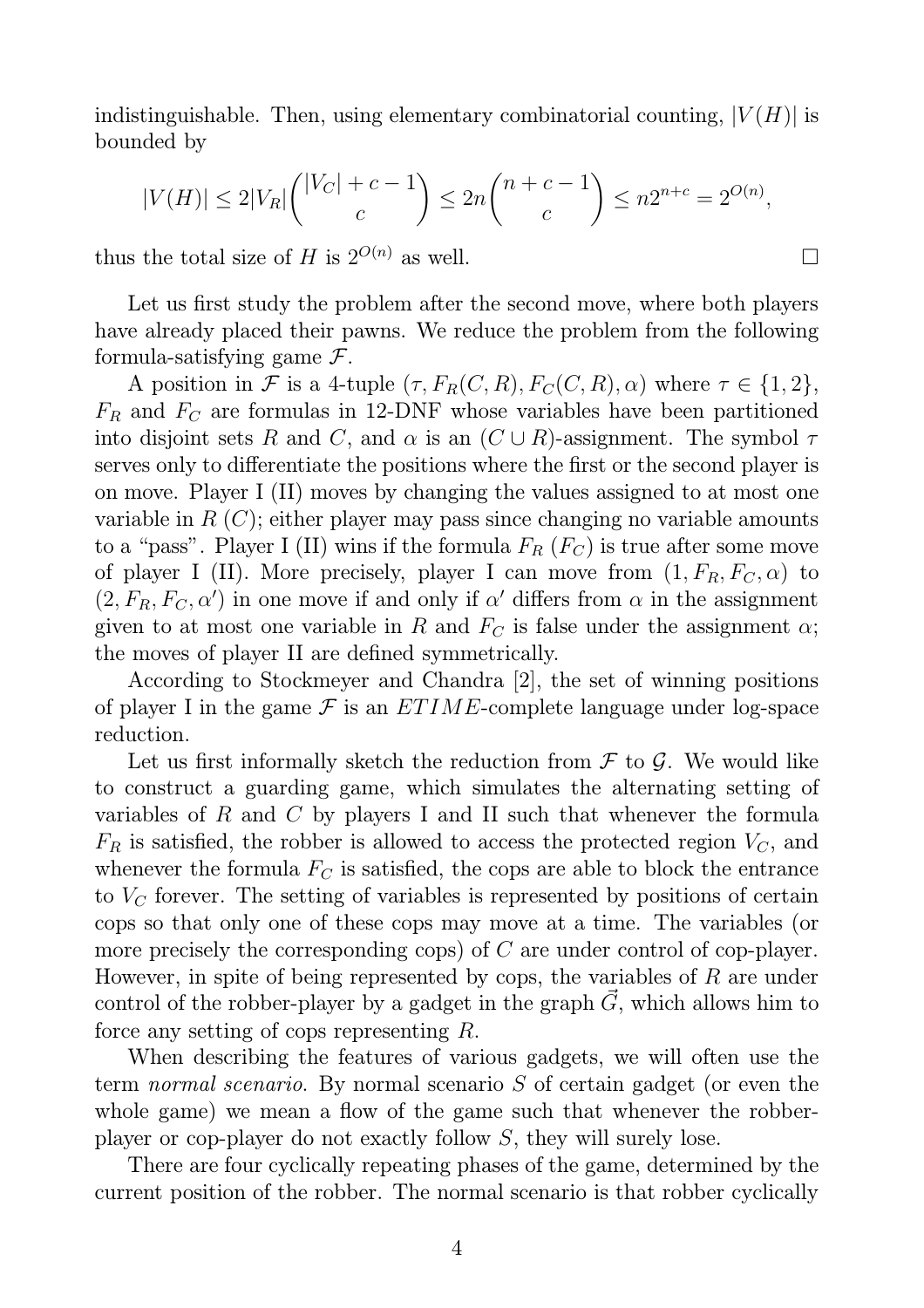indistinguishable. Then, using elementary combinatorial counting, $|V(H)|$ is bounded by

$$|V(H)| \leq 2|V_R|\binom{|V_C|+c-1}{c} \leq 2n\binom{n+c-1}{c} \leq n2^{n+c} = 2^{O(n)},$$

thus the total size of $H$ is $2^{O(n)}$ as well. □

Let us first study the problem after the second move, where both players have already placed their pawns. We reduce the problem from the following formula-satisfying game $\mathcal{F}$.

A position in $\mathcal{F}$ is a 4-tuple $(\tau, F_R(C,R), F_C(C,R), \alpha)$ where $\tau \in \{1,2\}$, $F_R$ and $F_C$ are formulas in 12-DNF whose variables have been partitioned into disjoint sets $R$ and $C$, and $\alpha$ is an $(C \cup R)$-assignment. The symbol $\tau$ serves only to differentiate the positions where the first or the second player is on move. Player I (II) moves by changing the values assigned to at most one variable in $R$ ($C$); either player may pass since changing no variable amounts to a "pass". Player I (II) wins if the formula $F_R$ ($F_C$) is true after some move of player I (II). More precisely, player I can move from $(1, F_R, F_C, \alpha)$ to $(2, F_R, F_C, \alpha')$ in one move if and only if $\alpha'$ differs from $\alpha$ in the assignment given to at most one variable in $R$ and $F_C$ is false under the assignment $\alpha$; the moves of player II are defined symmetrically.

According to Stockmeyer and Chandra [2], the set of winning positions of player I in the game $\mathcal{F}$ is an $ETIME$-complete language under log-space reduction.

Let us first informally sketch the reduction from $\mathcal{F}$ to $\mathcal{G}$. We would like to construct a guarding game, which simulates the alternating setting of variables of $R$ and $C$ by players I and II such that whenever the formula $F_R$ is satisfied, the robber is allowed to access the protected region $V_C$, and whenever the formula $F_C$ is satisfied, the cops are able to block the entrance to $V_C$ forever. The setting of variables is represented by positions of certain cops so that only one of these cops may move at a time. The variables (or more precisely the corresponding cops) of $C$ are under control of cop-player. However, in spite of being represented by cops, the variables of $R$ are under control of the robber-player by a gadget in the graph $\vec{G}$, which allows him to force any setting of cops representing $R$.

When describing the features of various gadgets, we will often use the term *normal scenario*. By normal scenario $S$ of certain gadget (or even the whole game) we mean a flow of the game such that whenever the robber-player or cop-player do not exactly follow $S$, they will surely lose.

There are four cyclically repeating phases of the game, determined by the current position of the robber. The normal scenario is that robber cyclically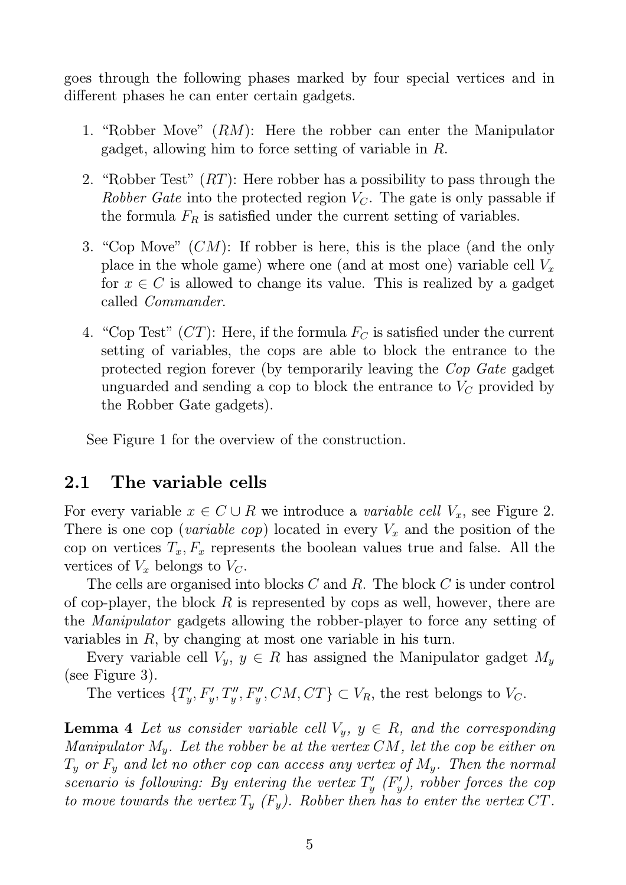goes through the following phases marked by four special vertices and in different phases he can enter certain gadgets.

1. "Robber Move" ($RM$): Here the robber can enter the Manipulator gadget, allowing him to force setting of variable in $R$.
2. "Robber Test" ($RT$): Here robber has a possibility to pass through the *Robber Gate* into the protected region $V_C$. The gate is only passable if the formula $F_R$ is satisfied under the current setting of variables.
3. "Cop Move" ($CM$): If robber is here, this is the place (and the only place in the whole game) where one (and at most one) variable cell $V_x$ for $x \in C$ is allowed to change its value. This is realized by a gadget called *Commander*.
4. "Cop Test" ($CT$): Here, if the formula $F_C$ is satisfied under the current setting of variables, the cops are able to block the entrance to the protected region forever (by temporarily leaving the *Cop Gate* gadget unguarded and sending a cop to block the entrance to $V_C$ provided by the Robber Gate gadgets).

See Figure 1 for the overview of the construction.

## 2.1 The variable cells

For every variable $x \in C \cup R$ we introduce a *variable cell* $V_x$, see Figure 2. There is one cop (*variable cop*) located in every $V_x$ and the position of the cop on vertices $T_x, F_x$ represents the boolean values true and false. All the vertices of $V_x$ belongs to $V_C$.

The cells are organised into blocks $C$ and $R$. The block $C$ is under control of cop-player, the block $R$ is represented by cops as well, however, there are the *Manipulator* gadgets allowing the robber-player to force any setting of variables in $R$, by changing at most one variable in his turn.

Every variable cell $V_y$, $y \in R$ has assigned the Manipulator gadget $M_y$ (see Figure 3).

The vertices $\{T'_y, F'_y, T''_y, F''_y, CM, CT\} \subset V_R$, the rest belongs to $V_C$.

**Lemma 4** *Let us consider variable cell $V_y$, $y \in R$, and the corresponding Manipulator $M_y$. Let the robber be at the vertex $CM$, let the cop be either on $T_y$ or $F_y$ and let no other cop can access any vertex of $M_y$. Then the normal scenario is following: By entering the vertex $T'_y$ ($F'_y$), robber forces the cop to move towards the vertex $T_y$ ($F_y$). Robber then has to enter the vertex $CT$.*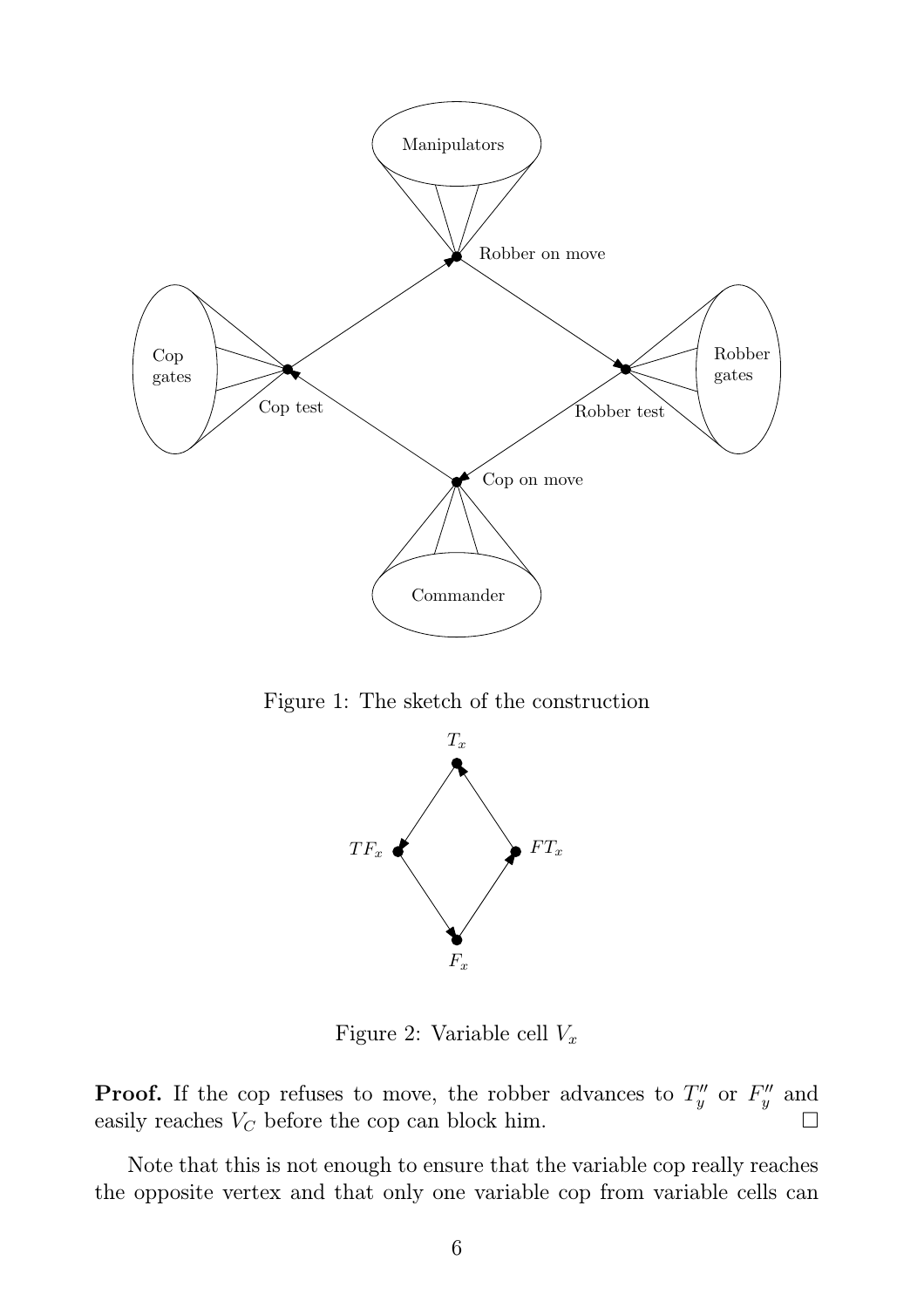Figure 1: The sketch of the construction

Figure 2: Variable cell $V_x$

**Proof.** If the cop refuses to move, the robber advances to $T''_y$ or $F''_y$ and easily reaches $V_C$ before the cop can block him. $\square$

Note that this is not enough to ensure that the variable cop really reaches the opposite vertex and that only one variable cop from variable cells can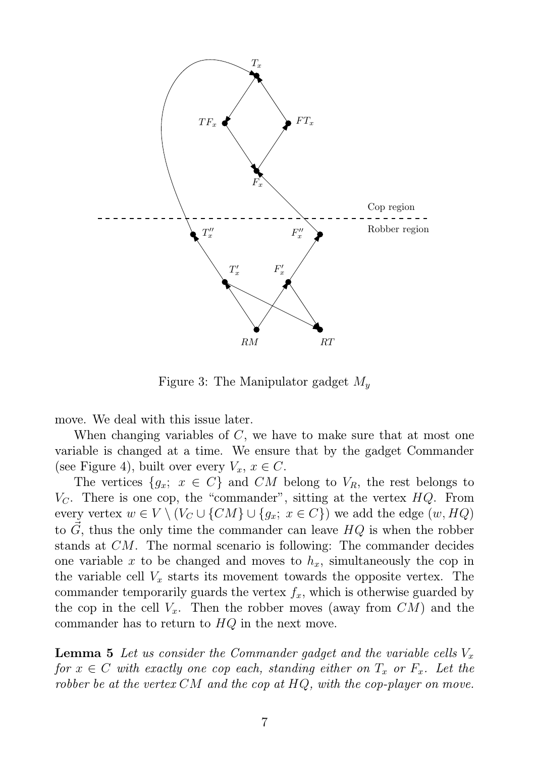Figure 3: The Manipulator gadget $M_y$

move. We deal with this issue later.

When changing variables of $C$, we have to make sure that at most one variable is changed at a time. We ensure that by the gadget Commander (see Figure 4), built over every $V_x$, $x \in C$.

The vertices $\{g_x;\ x \in C\}$ and $CM$ belong to $V_R$, the rest belongs to $V_C$. There is one cop, the "commander", sitting at the vertex $HQ$. From every vertex $w \in V \setminus (V_C \cup \{CM\} \cup \{g_x;\ x \in C\})$ we add the edge $(w, HQ)$ to $\vec{G}$, thus the only time the commander can leave $HQ$ is when the robber stands at $CM$. The normal scenario is following: The commander decides one variable $x$ to be changed and moves to $h_x$, simultaneously the cop in the variable cell $V_x$ starts its movement towards the opposite vertex. The commander temporarily guards the vertex $f_x$, which is otherwise guarded by the cop in the cell $V_x$. Then the robber moves (away from $CM$) and the commander has to return to $HQ$ in the next move.

**Lemma 5** *Let us consider the Commander gadget and the variable cells $V_x$ for $x \in C$ with exactly one cop each, standing either on $T_x$ or $F_x$. Let the robber be at the vertex $CM$ and the cop at $HQ$, with the cop-player on move.*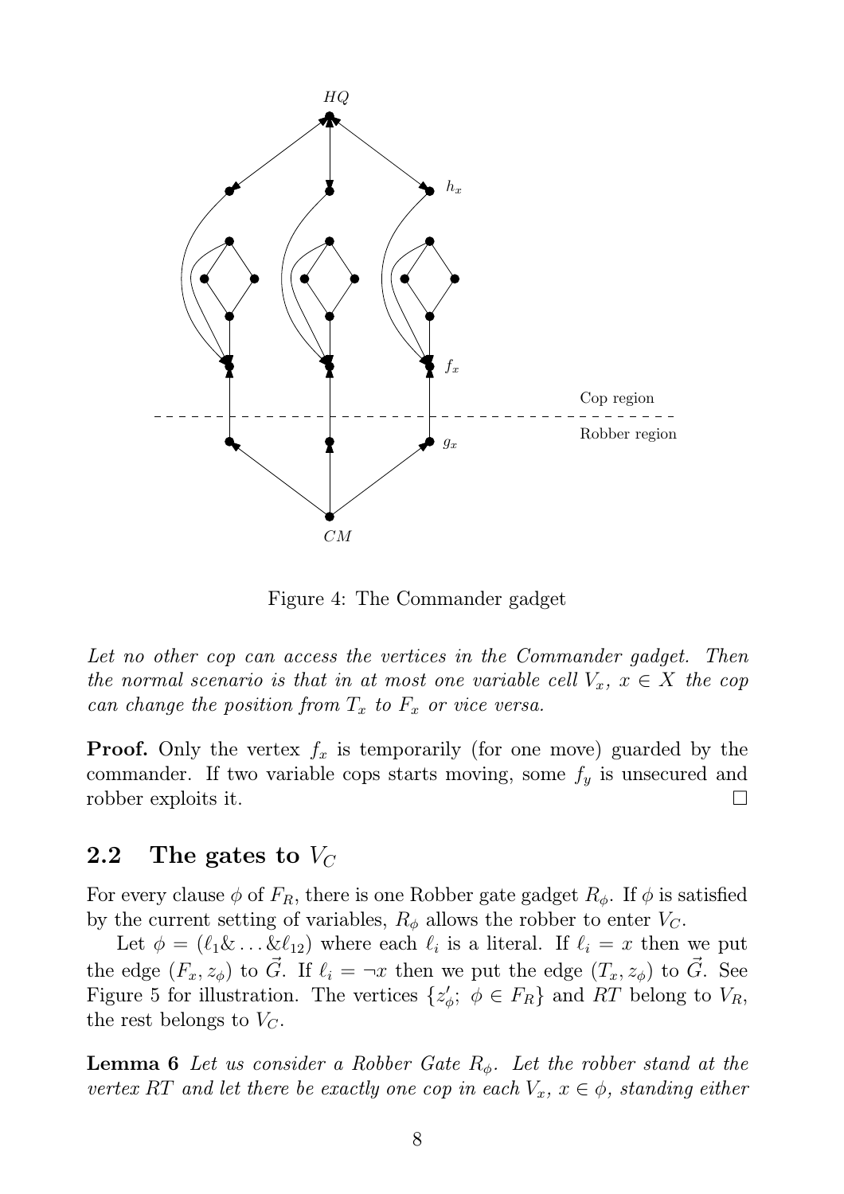Figure 4: The Commander gadget

*Let no other cop can access the vertices in the Commander gadget. Then the normal scenario is that in at most one variable cell $V_x$, $x \in X$ the cop can change the position from $T_x$ to $F_x$ or vice versa.*

**Proof.** Only the vertex $f_x$ is temporarily (for one move) guarded by the commander. If two variable cops starts moving, some $f_y$ is unsecured and robber exploits it. □

## 2.2 The gates to $V_C$

For every clause $\phi$ of $F_R$, there is one Robber gate gadget $R_\phi$. If $\phi$ is satisfied by the current setting of variables, $R_\phi$ allows the robber to enter $V_C$.

Let $\phi = (\ell_1 \& \ldots \& \ell_{12})$ where each $\ell_i$ is a literal. If $\ell_i = x$ then we put the edge $(F_x, z_\phi)$ to $\vec{G}$. If $\ell_i = \neg x$ then we put the edge $(T_x, z_\phi)$ to $\vec{G}$. See Figure 5 for illustration. The vertices $\{z'_\phi;\ \phi \in F_R\}$ and $RT$ belong to $V_R$, the rest belongs to $V_C$.

**Lemma 6** *Let us consider a Robber Gate $R_\phi$. Let the robber stand at the vertex $RT$ and let there be exactly one cop in each $V_x$, $x \in \phi$, standing either*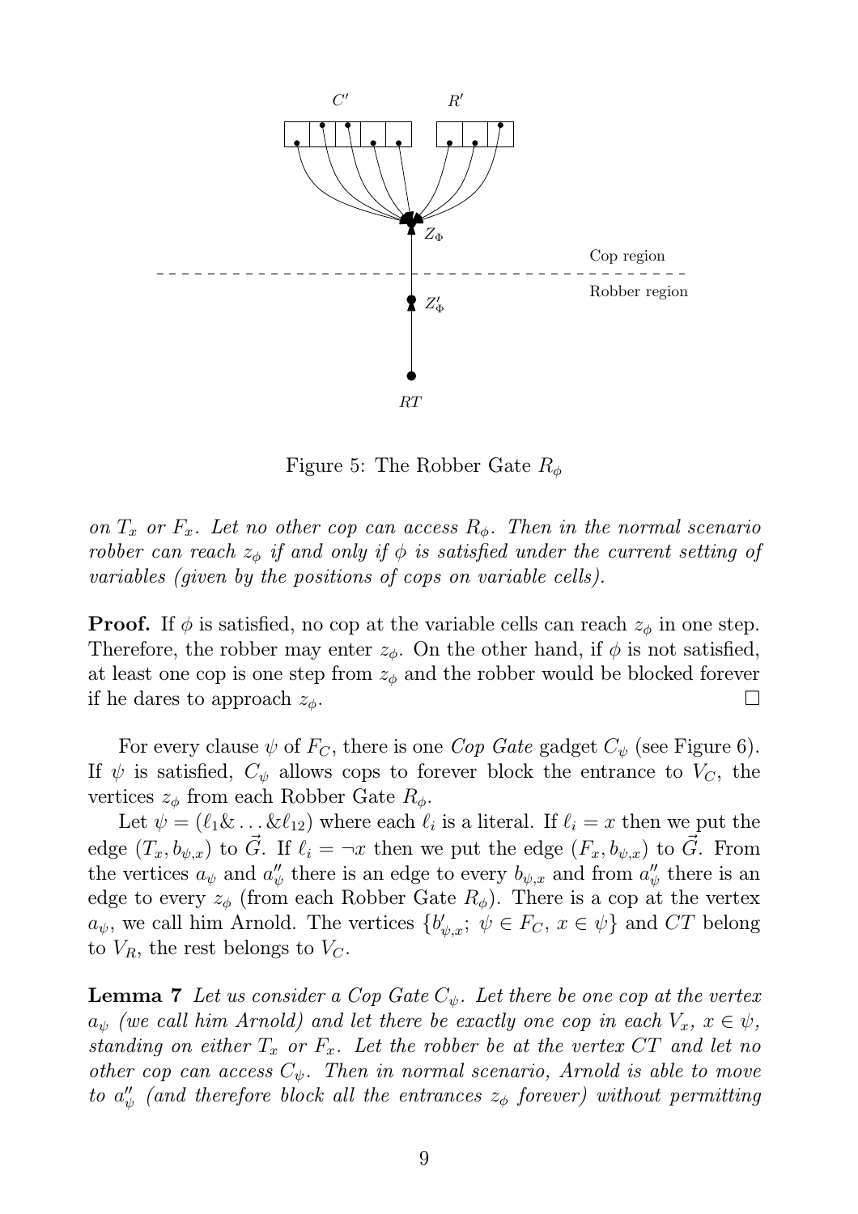Figure 5: The Robber Gate $R_\phi$

*on $T_x$ or $F_x$. Let no other cop can access $R_\phi$. Then in the normal scenario robber can reach $z_\phi$ if and only if $\phi$ is satisfied under the current setting of variables (given by the positions of cops on variable cells).*

**Proof.** If $\phi$ is satisfied, no cop at the variable cells can reach $z_\phi$ in one step. Therefore, the robber may enter $z_\phi$. On the other hand, if $\phi$ is not satisfied, at least one cop is one step from $z_\phi$ and the robber would be blocked forever if he dares to approach $z_\phi$. □

For every clause $\psi$ of $F_C$, there is one *Cop Gate* gadget $C_\psi$ (see Figure 6). If $\psi$ is satisfied, $C_\psi$ allows cops to forever block the entrance to $V_C$, the vertices $z_\phi$ from each Robber Gate $R_\phi$.

Let $\psi = (\ell_1 \& \ldots \& \ell_{12})$ where each $\ell_i$ is a literal. If $\ell_i = x$ then we put the edge $(T_x, b_{\psi,x})$ to $\vec{G}$. If $\ell_i = \neg x$ then we put the edge $(F_x, b_{\psi,x})$ to $\vec{G}$. From the vertices $a_\psi$ and $a''_\psi$ there is an edge to every $b_{\psi,x}$ and from $a''_\psi$ there is an edge to every $z_\phi$ (from each Robber Gate $R_\phi$). There is a cop at the vertex $a_\psi$, we call him Arnold. The vertices $\{b'_{\psi,x};\ \psi \in F_C,\ x \in \psi\}$ and $CT$ belong to $V_R$, the rest belongs to $V_C$.

**Lemma 7** *Let us consider a Cop Gate $C_\psi$. Let there be one cop at the vertex $a_\psi$ (we call him Arnold) and let there be exactly one cop in each $V_x$, $x \in \psi$, standing on either $T_x$ or $F_x$. Let the robber be at the vertex $CT$ and let no other cop can access $C_\psi$. Then in normal scenario, Arnold is able to move to $a''_\psi$ (and therefore block all the entrances $z_\phi$ forever) without permitting*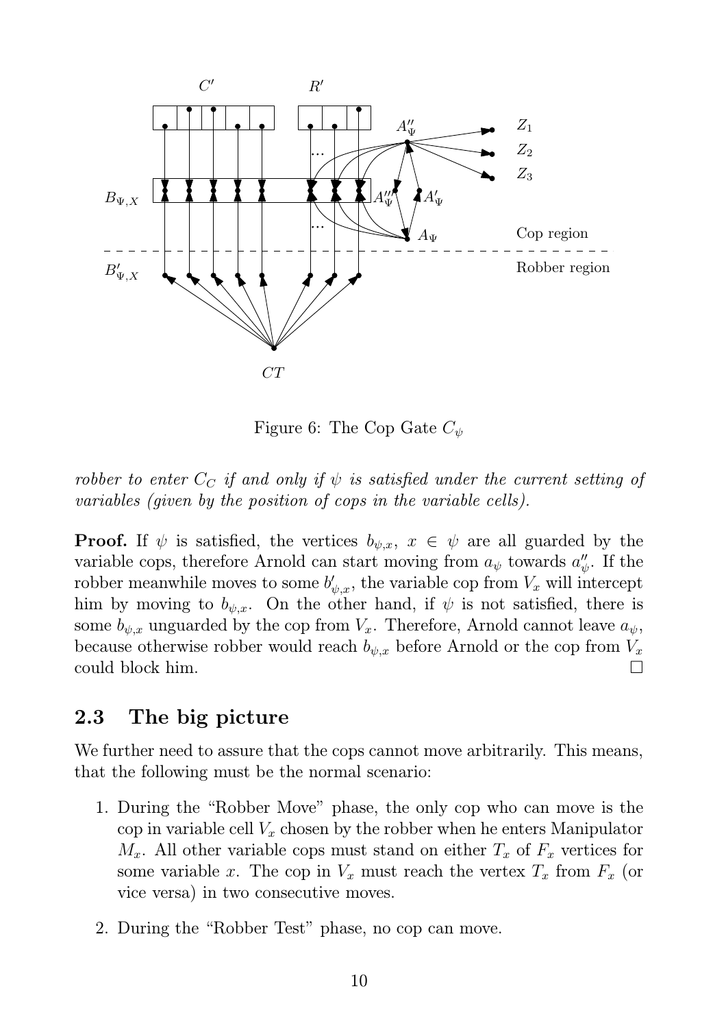Figure 6: The Cop Gate $C_\psi$

*robber to enter $C_C$ if and only if $\psi$ is satisfied under the current setting of variables (given by the position of cops in the variable cells).*

**Proof.** If $\psi$ is satisfied, the vertices $b_{\psi,x}$, $x \in \psi$ are all guarded by the variable cops, therefore Arnold can start moving from $a_\psi$ towards $a''_\psi$. If the robber meanwhile moves to some $b'_{\psi,x}$, the variable cop from $V_x$ will intercept him by moving to $b_{\psi,x}$. On the other hand, if $\psi$ is not satisfied, there is some $b_{\psi,x}$ unguarded by the cop from $V_x$. Therefore, Arnold cannot leave $a_\psi$, because otherwise robber would reach $b_{\psi,x}$ before Arnold or the cop from $V_x$ could block him. □

## 2.3 The big picture

We further need to assure that the cops cannot move arbitrarily. This means, that the following must be the normal scenario:

1. During the "Robber Move" phase, the only cop who can move is the cop in variable cell $V_x$ chosen by the robber when he enters Manipulator $M_x$. All other variable cops must stand on either $T_x$ of $F_x$ vertices for some variable $x$. The cop in $V_x$ must reach the vertex $T_x$ from $F_x$ (or vice versa) in two consecutive moves.

2. During the "Robber Test" phase, no cop can move.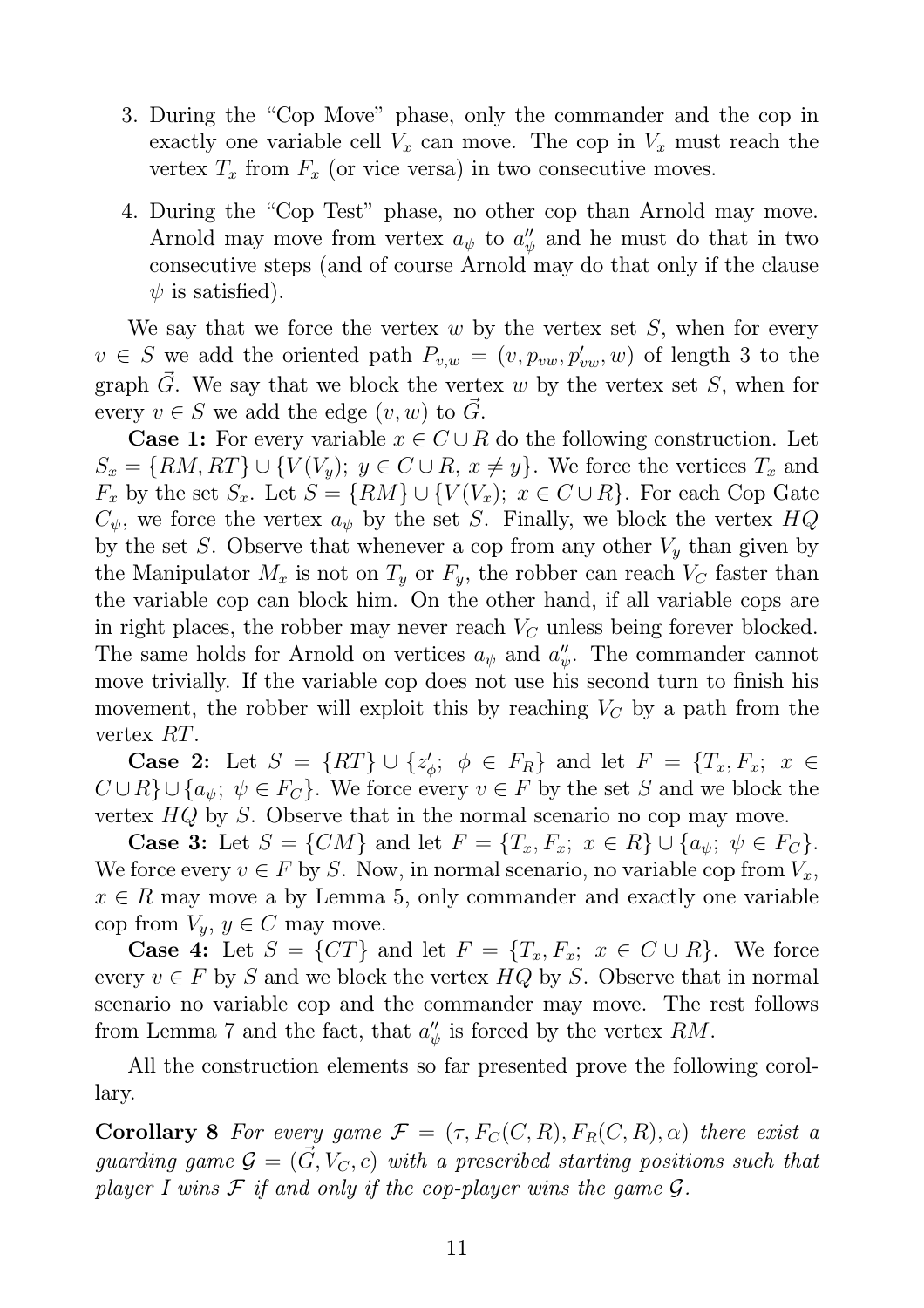3. During the "Cop Move" phase, only the commander and the cop in exactly one variable cell $V_x$ can move. The cop in $V_x$ must reach the vertex $T_x$ from $F_x$ (or vice versa) in two consecutive moves.

4. During the "Cop Test" phase, no other cop than Arnold may move. Arnold may move from vertex $a_\psi$ to $a''_\psi$ and he must do that in two consecutive steps (and of course Arnold may do that only if the clause $\psi$ is satisfied).

We say that we force the vertex $w$ by the vertex set $S$, when for every $v \in S$ we add the oriented path $P_{v,w} = (v, p_{vw}, p'_{vw}, w)$ of length 3 to the graph $\vec{G}$. We say that we block the vertex $w$ by the vertex set $S$, when for every $v \in S$ we add the edge $(v, w)$ to $\vec{G}$.

**Case 1:** For every variable $x \in C \cup R$ do the following construction. Let $S_x = \{RM, RT\} \cup \{V(V_y);\ y \in C \cup R,\ x \neq y\}$. We force the vertices $T_x$ and $F_x$ by the set $S_x$. Let $S = \{RM\} \cup \{V(V_x);\ x \in C \cup R\}$. For each Cop Gate $C_\psi$, we force the vertex $a_\psi$ by the set $S$. Finally, we block the vertex $HQ$ by the set $S$. Observe that whenever a cop from any other $V_y$ than given by the Manipulator $M_x$ is not on $T_y$ or $F_y$, the robber can reach $V_C$ faster than the variable cop can block him. On the other hand, if all variable cops are in right places, the robber may never reach $V_C$ unless being forever blocked. The same holds for Arnold on vertices $a_\psi$ and $a''_\psi$. The commander cannot move trivially. If the variable cop does not use his second turn to finish his movement, the robber will exploit this by reaching $V_C$ by a path from the vertex $RT$.

**Case 2:** Let $S = \{RT\} \cup \{z'_\phi;\ \phi \in F_R\}$ and let $F = \{T_x, F_x;\ x \in C \cup R\} \cup \{a_\psi;\ \psi \in F_C\}$. We force every $v \in F$ by the set $S$ and we block the vertex $HQ$ by $S$. Observe that in the normal scenario no cop may move.

**Case 3:** Let $S = \{CM\}$ and let $F = \{T_x, F_x;\ x \in R\} \cup \{a_\psi;\ \psi \in F_C\}$. We force every $v \in F$ by $S$. Now, in normal scenario, no variable cop from $V_x$, $x \in R$ may move a by Lemma 5, only commander and exactly one variable cop from $V_y$, $y \in C$ may move.

**Case 4:** Let $S = \{CT\}$ and let $F = \{T_x, F_x;\ x \in C \cup R\}$. We force every $v \in F$ by $S$ and we block the vertex $HQ$ by $S$. Observe that in normal scenario no variable cop and the commander may move. The rest follows from Lemma 7 and the fact, that $a''_\psi$ is forced by the vertex $RM$.

All the construction elements so far presented prove the following corollary.

**Corollary 8** *For every game $\mathcal{F} = (\tau, F_C(C, R), F_R(C, R), \alpha)$ there exist a guarding game $\mathcal{G} = (\vec{G}, V_C, c)$ with a prescribed starting positions such that player I wins $\mathcal{F}$ if and only if the cop-player wins the game $\mathcal{G}$.*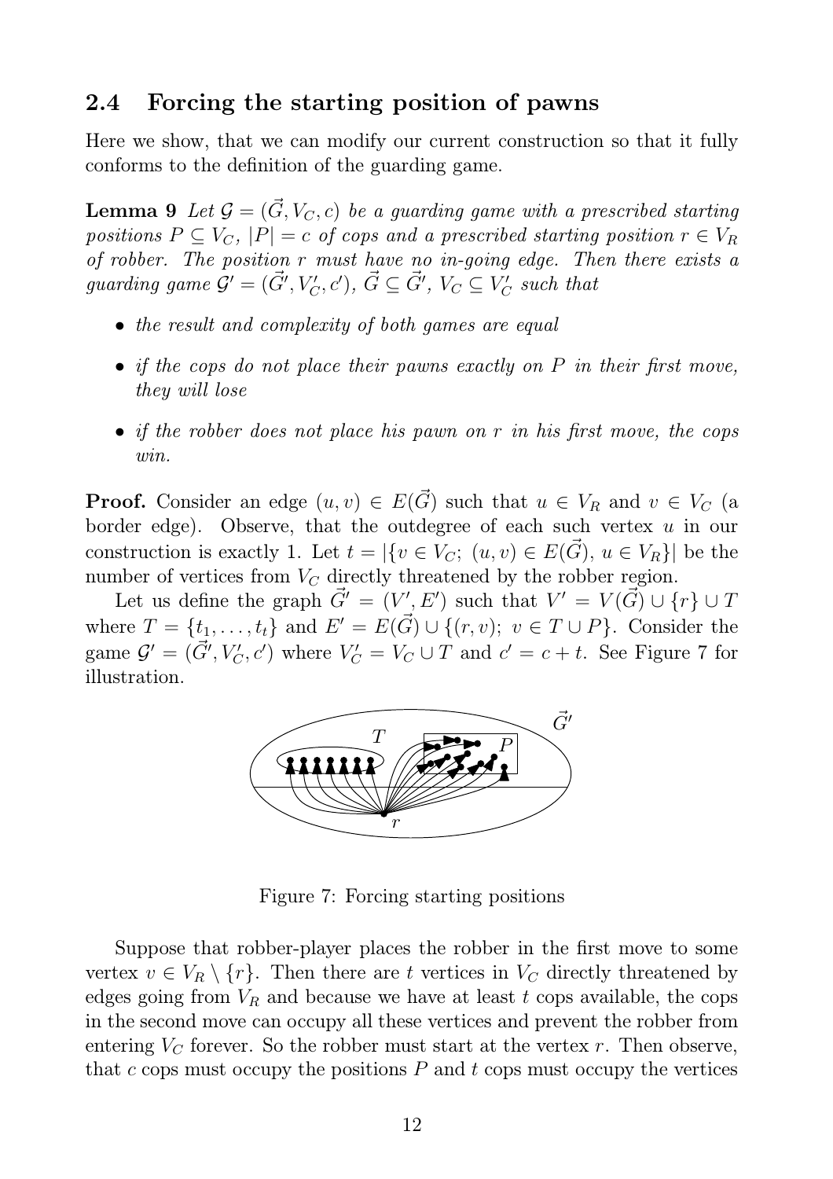## 2.4 Forcing the starting position of pawns

Here we show, that we can modify our current construction so that it fully conforms to the definition of the guarding game.

**Lemma 9** *Let $\mathcal{G} = (\vec{G}, V_C, c)$ be a guarding game with a prescribed starting positions $P \subseteq V_C$, $|P| = c$ of cops and a prescribed starting position $r \in V_R$ of robber. The position $r$ must have no in-going edge. Then there exists a guarding game $\mathcal{G}' = (\vec{G}', V_C', c')$, $\vec{G} \subseteq \vec{G}'$, $V_C \subseteq V_C'$ such that*

- *the result and complexity of both games are equal*
- *if the cops do not place their pawns exactly on $P$ in their first move, they will lose*
- *if the robber does not place his pawn on $r$ in his first move, the cops win.*

**Proof.** Consider an edge $(u, v) \in E(\vec{G})$ such that $u \in V_R$ and $v \in V_C$ (a border edge). Observe, that the outdegree of each such vertex $u$ in our construction is exactly 1. Let $t = |\{v \in V_C;\ (u, v) \in E(\vec{G}),\ u \in V_R\}|$ be the number of vertices from $V_C$ directly threatened by the robber region.

Let us define the graph $\vec{G}' = (V', E')$ such that $V' = V(\vec{G}) \cup \{r\} \cup T$ where $T = \{t_1, \ldots, t_t\}$ and $E' = E(\vec{G}) \cup \{(r, v);\ v \in T \cup P\}$. Consider the game $\mathcal{G}' = (\vec{G}', V_C', c')$ where $V_C' = V_C \cup T$ and $c' = c + t$. See Figure 7 for illustration.

Figure 7: Forcing starting positions

Suppose that robber-player places the robber in the first move to some vertex $v \in V_R \setminus \{r\}$. Then there are $t$ vertices in $V_C$ directly threatened by edges going from $V_R$ and because we have at least $t$ cops available, the cops in the second move can occupy all these vertices and prevent the robber from entering $V_C$ forever. So the robber must start at the vertex $r$. Then observe, that $c$ cops must occupy the positions $P$ and $t$ cops must occupy the vertices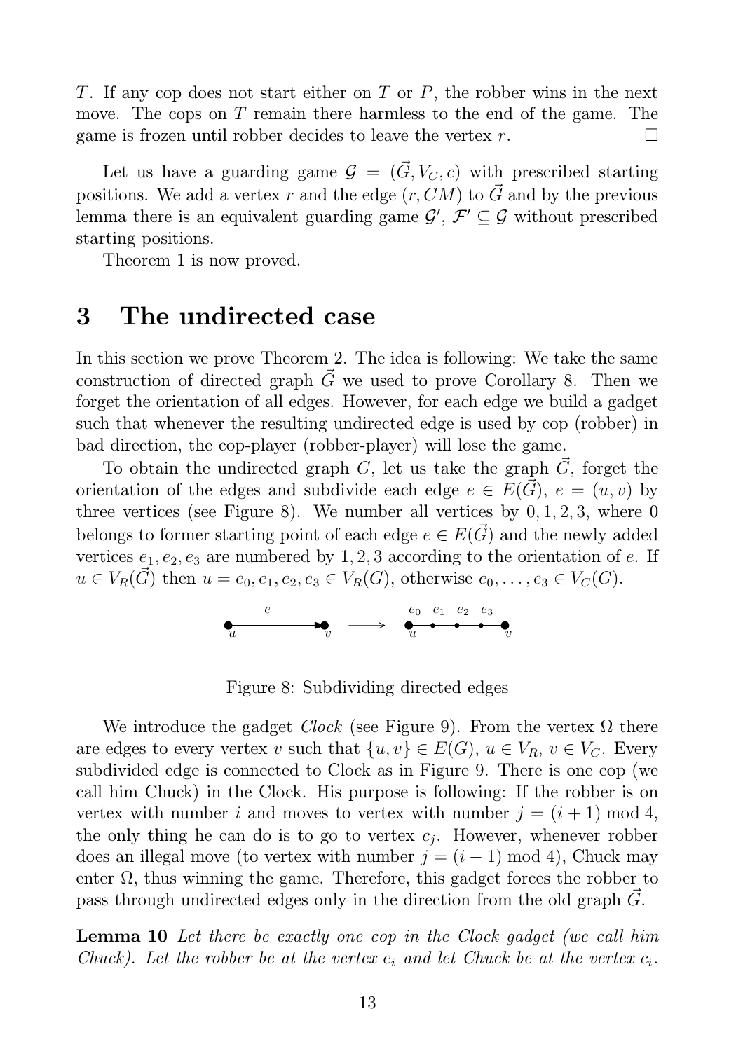$T$. If any cop does not start either on $T$ or $P$, the robber wins in the next move. The cops on $T$ remain there harmless to the end of the game. The game is frozen until robber decides to leave the vertex $r$. $\square$

Let us have a guarding game $\mathcal{G} = (\vec{G}, V_C, c)$ with prescribed starting positions. We add a vertex $r$ and the edge $(r, CM)$ to $\vec{G}$ and by the previous lemma there is an equivalent guarding game $\mathcal{G}'$, $\mathcal{F}' \subseteq \mathcal{G}$ without prescribed starting positions.

Theorem 1 is now proved.

# 3 The undirected case

In this section we prove Theorem 2. The idea is following: We take the same construction of directed graph $\vec{G}$ we used to prove Corollary 8. Then we forget the orientation of all edges. However, for each edge we build a gadget such that whenever the resulting undirected edge is used by cop (robber) in bad direction, the cop-player (robber-player) will lose the game.

To obtain the undirected graph $G$, let us take the graph $\vec{G}$, forget the orientation of the edges and subdivide each edge $e \in E(\vec{G})$, $e = (u, v)$ by three vertices (see Figure 8). We number all vertices by $0, 1, 2, 3$, where $0$ belongs to former starting point of each edge $e \in E(\vec{G})$ and the newly added vertices $e_1, e_2, e_3$ are numbered by $1, 2, 3$ according to the orientation of $e$. If $u \in V_R(\vec{G})$ then $u = e_0, e_1, e_2, e_3 \in V_R(G)$, otherwise $e_0, \ldots, e_3 \in V_C(G)$.

Figure 8: Subdividing directed edges

We introduce the gadget *Clock* (see Figure 9). From the vertex $\Omega$ there are edges to every vertex $v$ such that $\{u, v\} \in E(G)$, $u \in V_R$, $v \in V_C$. Every subdivided edge is connected to Clock as in Figure 9. There is one cop (we call him Chuck) in the Clock. His purpose is following: If the robber is on vertex with number $i$ and moves to vertex with number $j = (i + 1) \bmod 4$, the only thing he can do is to go to vertex $c_j$. However, whenever robber does an illegal move (to vertex with number $j = (i - 1) \bmod 4$), Chuck may enter $\Omega$, thus winning the game. Therefore, this gadget forces the robber to pass through undirected edges only in the direction from the old graph $\vec{G}$.

**Lemma 10** *Let there be exactly one cop in the Clock gadget (we call him Chuck). Let the robber be at the vertex $e_i$ and let Chuck be at the vertex $c_i$.*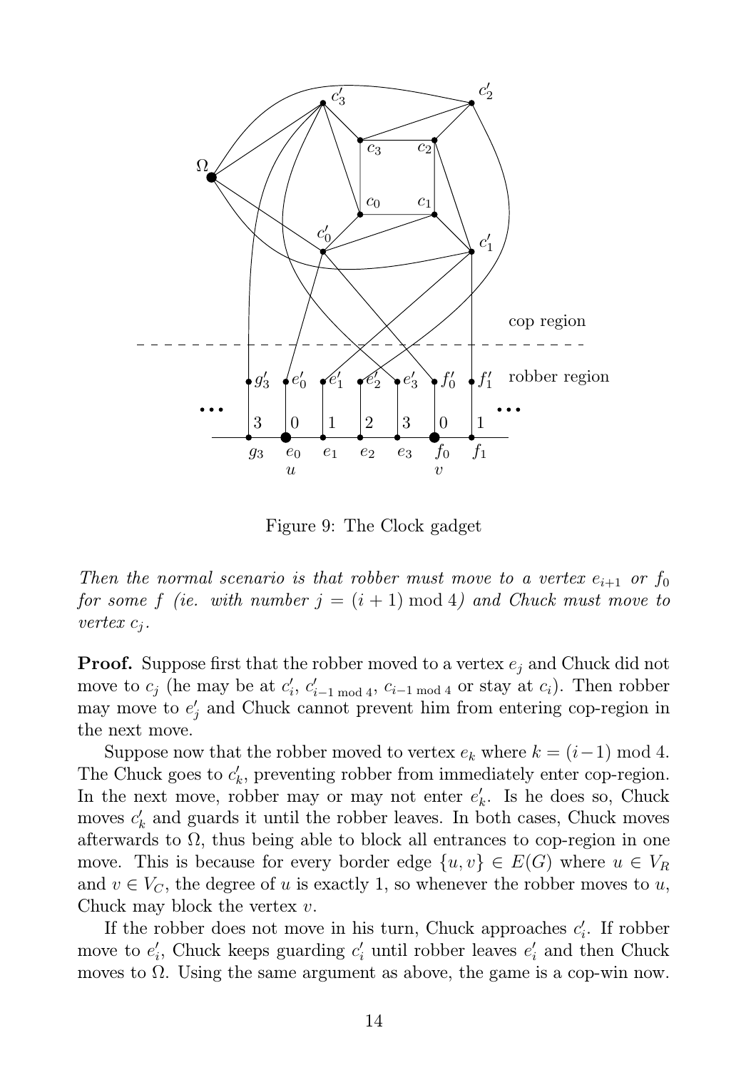Figure 9: The Clock gadget

*Then the normal scenario is that robber must move to a vertex $e_{i+1}$ or $f_0$ for some $f$ (ie. with number $j = (i+1) \bmod 4$) and Chuck must move to vertex $c_j$.*

**Proof.** Suppose first that the robber moved to a vertex $e_j$ and Chuck did not move to $c_j$ (he may be at $c'_i$, $c'_{i-1 \bmod 4}$, $c_{i-1 \bmod 4}$ or stay at $c_i$). Then robber may move to $e'_j$ and Chuck cannot prevent him from entering cop-region in the next move.

Suppose now that the robber moved to vertex $e_k$ where $k = (i-1) \bmod 4$. The Chuck goes to $c'_k$, preventing robber from immediately enter cop-region. In the next move, robber may or may not enter $e'_k$. Is he does so, Chuck moves $c'_k$ and guards it until the robber leaves. In both cases, Chuck moves afterwards to $\Omega$, thus being able to block all entrances to cop-region in one move. This is because for every border edge $\{u, v\} \in E(G)$ where $u \in V_R$ and $v \in V_C$, the degree of $u$ is exactly 1, so whenever the robber moves to $u$, Chuck may block the vertex $v$.

If the robber does not move in his turn, Chuck approaches $c'_i$. If robber move to $e'_i$, Chuck keeps guarding $c'_i$ until robber leaves $e'_i$ and then Chuck moves to $\Omega$. Using the same argument as above, the game is a cop-win now.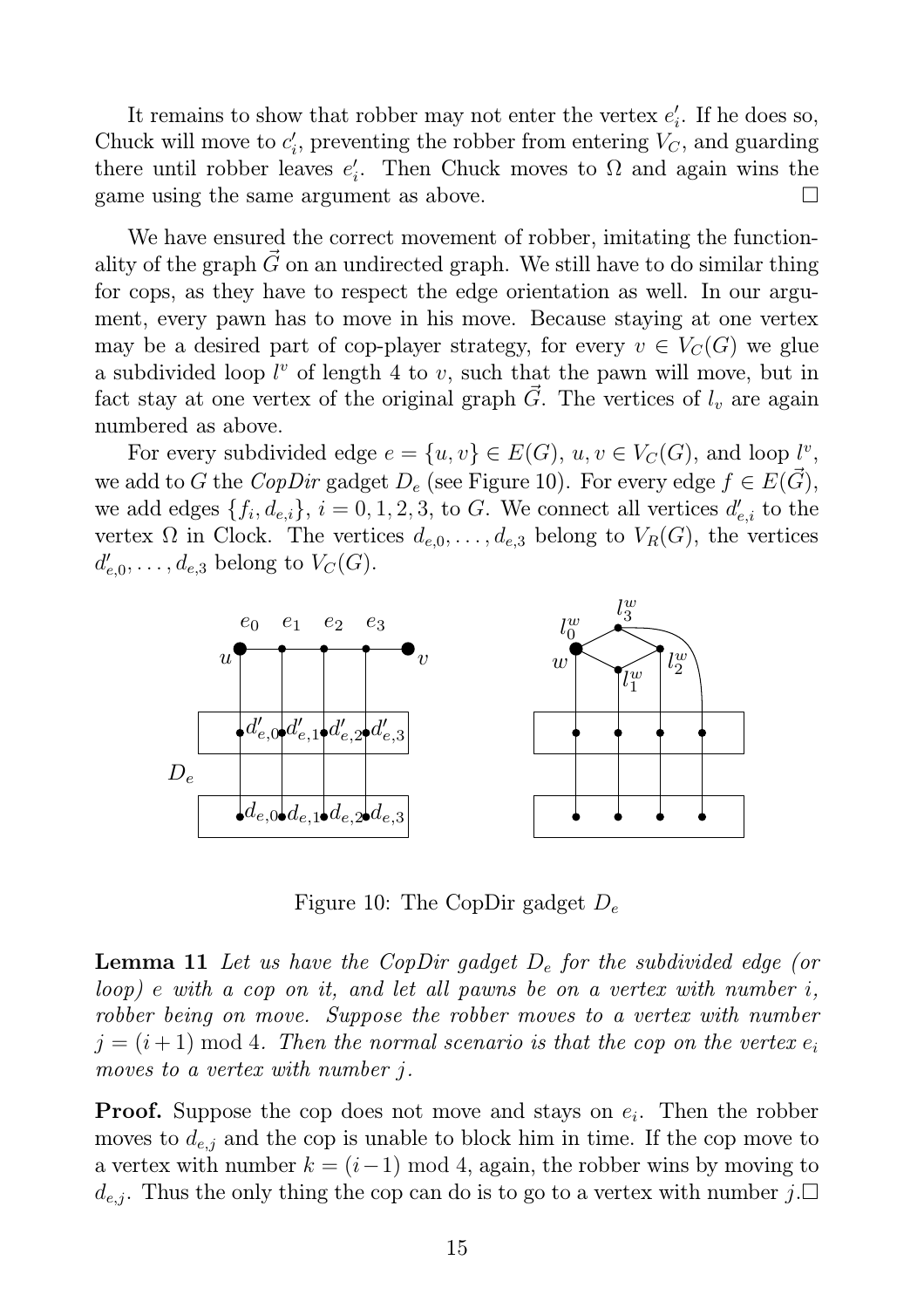It remains to show that robber may not enter the vertex $e_i'$. If he does so, Chuck will move to $c_i'$, preventing the robber from entering $V_C$, and guarding there until robber leaves $e_i'$. Then Chuck moves to $\Omega$ and again wins the game using the same argument as above. $\square$

We have ensured the correct movement of robber, imitating the functionality of the graph $\vec{G}$ on an undirected graph. We still have to do similar thing for cops, as they have to respect the edge orientation as well. In our argument, every pawn has to move in his move. Because staying at one vertex may be a desired part of cop-player strategy, for every $v \in V_C(G)$ we glue a subdivided loop $l^v$ of length 4 to $v$, such that the pawn will move, but in fact stay at one vertex of the original graph $\vec{G}$. The vertices of $l_v$ are again numbered as above.

For every subdivided edge $e = \{u, v\} \in E(G)$, $u, v \in V_C(G)$, and loop $l^v$, we add to $G$ the *CopDir* gadget $D_e$ (see Figure 10). For every edge $f \in E(\vec{G})$, we add edges $\{f_i, d_{e,i}\}$, $i = 0, 1, 2, 3$, to $G$. We connect all vertices $d'_{e,i}$ to the vertex $\Omega$ in Clock. The vertices $d_{e,0}, \ldots, d_{e,3}$ belong to $V_R(G)$, the vertices $d'_{e,0}, \ldots, d_{e,3}$ belong to $V_C(G)$.

Figure 10: The CopDir gadget $D_e$

**Lemma 11** *Let us have the CopDir gadget $D_e$ for the subdivided edge (or loop) $e$ with a cop on it, and let all pawns be on a vertex with number $i$, robber being on move. Suppose the robber moves to a vertex with number $j = (i+1) \bmod 4$. Then the normal scenario is that the cop on the vertex $e_i$ moves to a vertex with number $j$.*

**Proof.** Suppose the cop does not move and stays on $e_i$. Then the robber moves to $d_{e,j}$ and the cop is unable to block him in time. If the cop move to a vertex with number $k = (i-1) \bmod 4$, again, the robber wins by moving to $d_{e,j}$. Thus the only thing the cop can do is to go to a vertex with number $j$. $\square$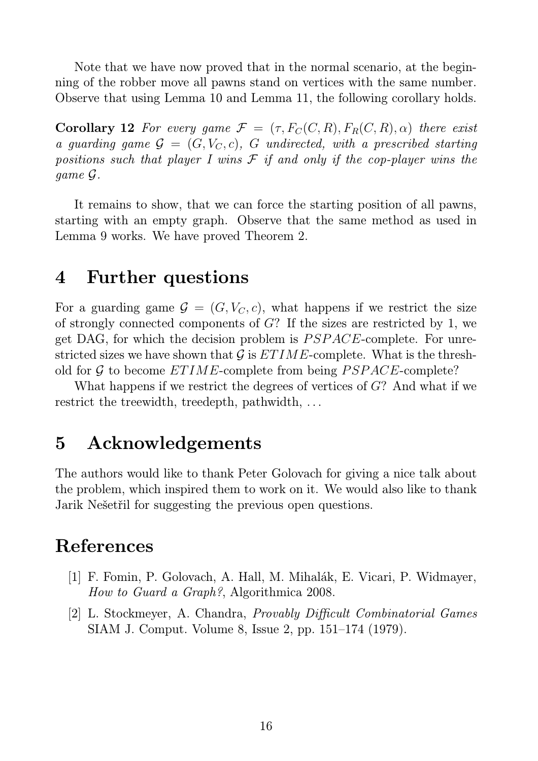Note that we have now proved that in the normal scenario, at the beginning of the robber move all pawns stand on vertices with the same number. Observe that using Lemma 10 and Lemma 11, the following corollary holds.

**Corollary 12** *For every game $\mathcal{F} = (\tau, F_C(C,R), F_R(C,R), \alpha)$ there exist a guarding game $\mathcal{G} = (G, V_C, c)$, $G$ undirected, with a prescribed starting positions such that player I wins $\mathcal{F}$ if and only if the cop-player wins the game $\mathcal{G}$.*

It remains to show, that we can force the starting position of all pawns, starting with an empty graph. Observe that the same method as used in Lemma 9 works. We have proved Theorem 2.

## 4 Further questions

For a guarding game $\mathcal{G} = (G, V_C, c)$, what happens if we restrict the size of strongly connected components of $G$? If the sizes are restricted by 1, we get DAG, for which the decision problem is $PSPACE$-complete. For unrestricted sizes we have shown that $\mathcal{G}$ is $ETIME$-complete. What is the threshold for $\mathcal{G}$ to become $ETIME$-complete from being $PSPACE$-complete?

What happens if we restrict the degrees of vertices of $G$? And what if we restrict the treewidth, treedepth, pathwidth, ...

## 5 Acknowledgements

The authors would like to thank Peter Golovach for giving a nice talk about the problem, which inspired them to work on it. We would also like to thank Jarik Nešetřil for suggesting the previous open questions.

## References

[1] F. Fomin, P. Golovach, A. Hall, M. Mihalák, E. Vicari, P. Widmayer, *How to Guard a Graph?*, Algorithmica 2008.

[2] L. Stockmeyer, A. Chandra, *Provably Difficult Combinatorial Games* SIAM J. Comput. Volume 8, Issue 2, pp. 151–174 (1979).